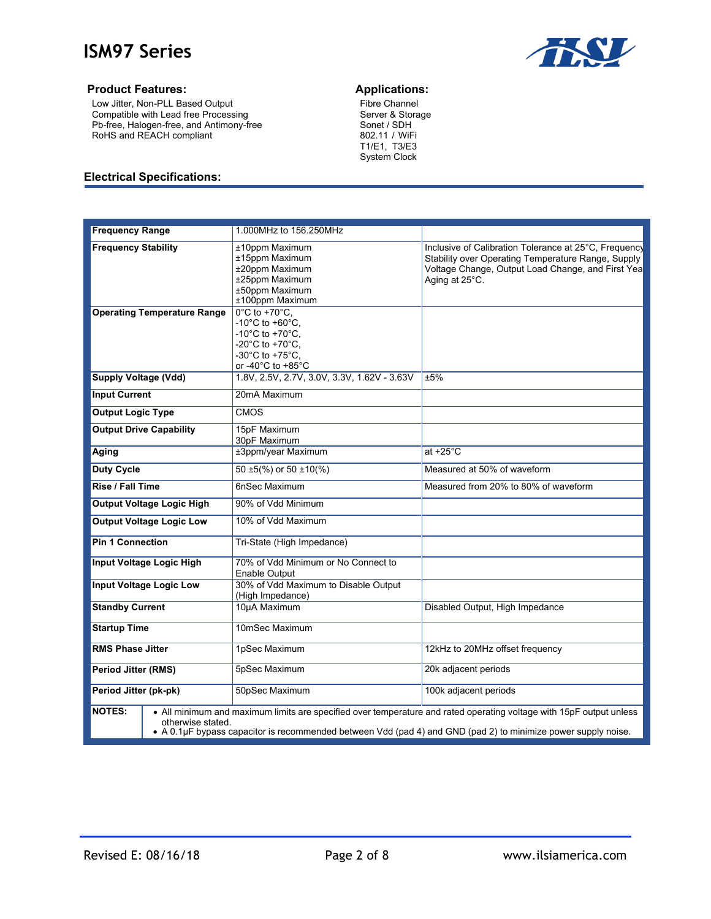# ISM97 Series

### Product Features:

Low Jitter, Non-PLL Based Output
Compatible with Lead free Processing
Pb-free, Halogen-free, and Antimony-free
RoHS and REACH compliant

### Applications:

Fibre Channel
Server & Storage
Sonet / SDH
802.11 / WiFi
T1/E1, T3/E3
System Clock

### Electrical Specifications:

| | | |
|---|---|---|
| **Frequency Range** | 1.000MHz to 156.250MHz | |
| **Frequency Stability** | ±10ppm Maximum<br>±15ppm Maximum<br>±20ppm Maximum<br>±25ppm Maximum<br>±50ppm Maximum<br>±100ppm Maximum | Inclusive of Calibration Tolerance at 25°C, Frequency Stability over Operating Temperature Range, Supply Voltage Change, Output Load Change, and First Year Aging at 25°C. |
| **Operating Temperature Range** | 0°C to +70°C,<br>-10°C to +60°C,<br>-10°C to +70°C,<br>-20°C to +70°C,<br>-30°C to +75°C,<br>or -40°C to +85°C | |
| **Supply Voltage (Vdd)** | 1.8V, 2.5V, 2.7V, 3.0V, 3.3V, 1.62V - 3.63V | ±5% |
| **Input Current** | 20mA Maximum | |
| **Output Logic Type** | CMOS | |
| **Output Drive Capability** | 15pF Maximum<br>30pF Maximum | |
| **Aging** | ±3ppm/year Maximum | at +25°C |
| **Duty Cycle** | 50 ±5(%) or 50 ±10(%) | Measured at 50% of waveform |
| **Rise / Fall Time** | 6nSec Maximum | Measured from 20% to 80% of waveform |
| **Output Voltage Logic High** | 90% of Vdd Minimum | |
| **Output Voltage Logic Low** | 10% of Vdd Maximum | |
| **Pin 1 Connection** | Tri-State (High Impedance) | |
| **Input Voltage Logic High** | 70% of Vdd Minimum or No Connect to Enable Output | |
| **Input Voltage Logic Low** | 30% of Vdd Maximum to Disable Output (High Impedance) | |
| **Standby Current** | 10µA Maximum | Disabled Output, High Impedance |
| **Startup Time** | 10mSec Maximum | |
| **RMS Phase Jitter** | 1pSec Maximum | 12kHz to 20MHz offset frequency |
| **Period Jitter (RMS)** | 5pSec Maximum | 20k adjacent periods |
| **Period Jitter (pk-pk)** | 50pSec Maximum | 100k adjacent periods |

**NOTES:**

- All minimum and maximum limits are specified over temperature and rated operating voltage with 15pF output unless otherwise stated.
- A 0.1µF bypass capacitor is recommended between Vdd (pad 4) and GND (pad 2) to minimize power supply noise.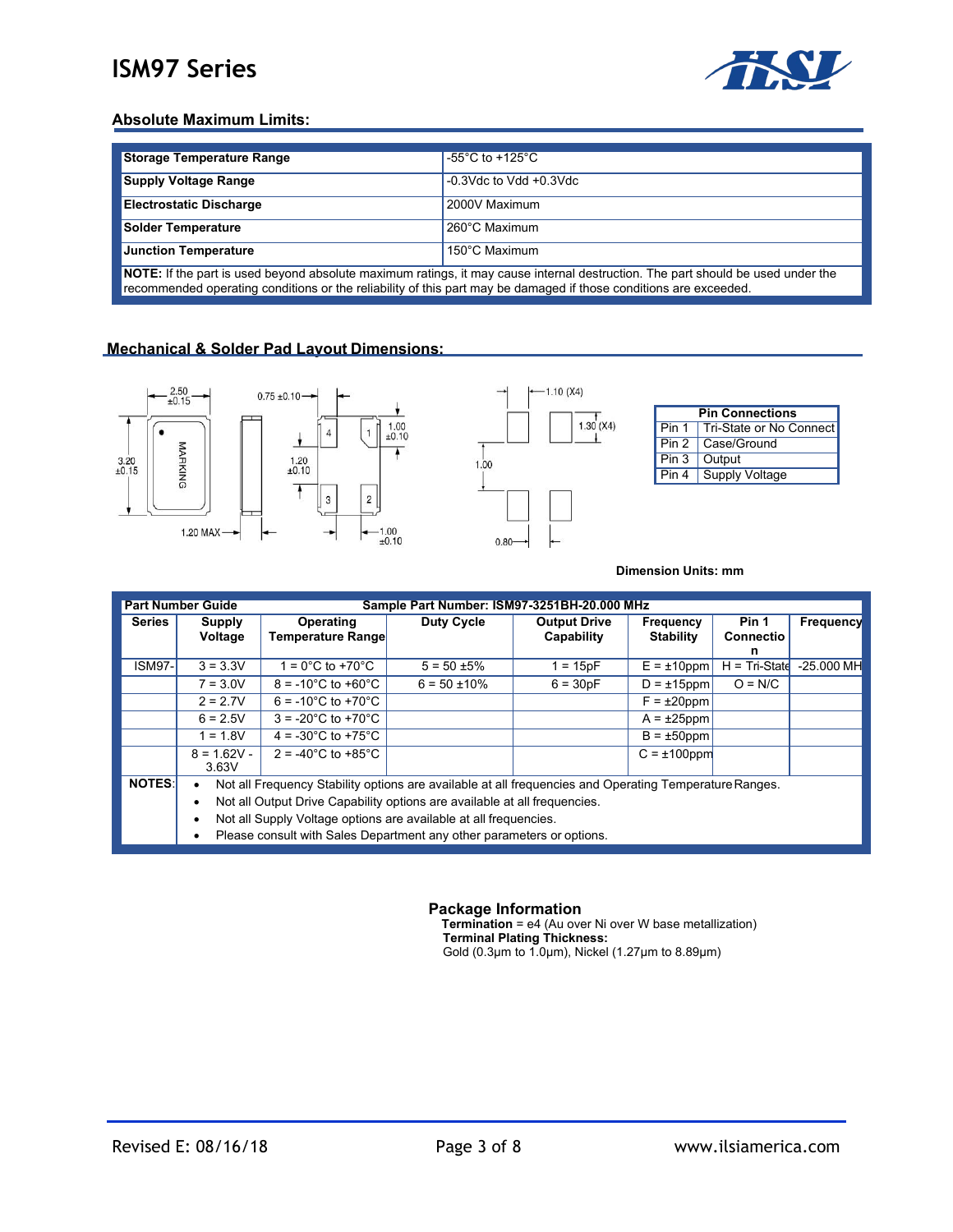## Absolute Maximum Limits:

| Storage Temperature Range | -55°C to +125°C |
|---|---|
| Supply Voltage Range | -0.3Vdc to Vdd +0.3Vdc |
| Electrostatic Discharge | 2000V Maximum |
| Solder Temperature | 260°C Maximum |
| Junction Temperature | 150°C Maximum |

**NOTE:** If the part is used beyond absolute maximum ratings, it may cause internal destruction. The part should be used under the recommended operating conditions or the reliability of this part may be damaged if those conditions are exceeded.

## Mechanical & Solder Pad Layout Dimensions:

| Pin Connections | |
|---|---|
| Pin 1 | Tri-State or No Connect |
| Pin 2 | Case/Ground |
| Pin 3 | Output |
| Pin 4 | Supply Voltage |

**Dimension Units: mm**

**Part Number Guide** — **Sample Part Number: ISM97-3251BH-20.000 MHz**

| Series | Supply Voltage | Operating Temperature Range | Duty Cycle | Output Drive Capability | Frequency Stability | Pin 1 Connection | Frequency |
|---|---|---|---|---|---|---|---|
| ISM97- | 3 = 3.3V | 1 = 0°C to +70°C | 5 = 50 ±5% | 1 = 15pF | E = ±10ppm | H = Tri-State | -25.000 MHz |
| | 7 = 3.0V | 8 = -10°C to +60°C | 6 = 50 ±10% | 6 = 30pF | D = ±15ppm | O = N/C | |
| | 2 = 2.7V | 6 = -10°C to +70°C | | | F = ±20ppm | | |
| | 6 = 2.5V | 3 = -20°C to +70°C | | | A = ±25ppm | | |
| | 1 = 1.8V | 4 = -30°C to +75°C | | | B = ±50ppm | | |
| | 8 = 1.62V - 3.63V | 2 = -40°C to +85°C | | | C = ±100ppm | | |

**NOTES:**

- Not all Frequency Stability options are available at all frequencies and Operating Temperature Ranges.
- Not all Output Drive Capability options are available at all frequencies.
- Not all Supply Voltage options are available at all frequencies.
- Please consult with Sales Department any other parameters or options.

## Package Information

**Termination** = e4 (Au over Ni over W base metallization)
**Terminal Plating Thickness:**
Gold (0.3µm to 1.0µm), Nickel (1.27µm to 8.89µm)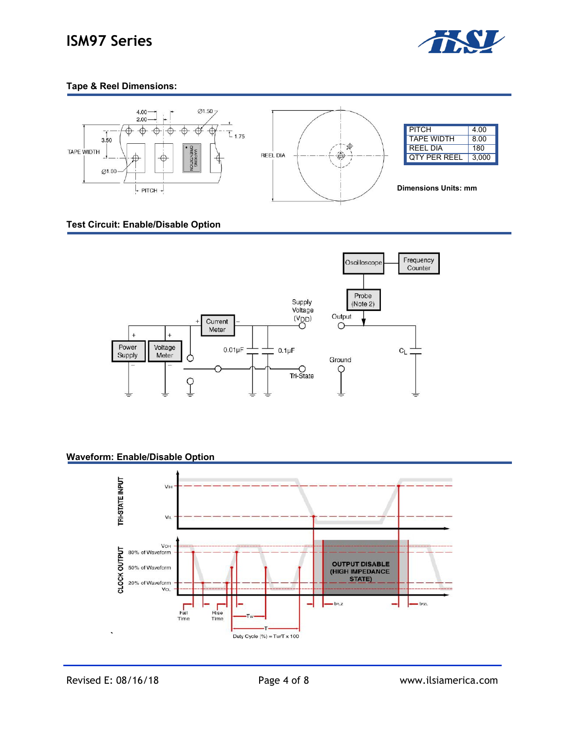## Tape & Reel Dimensions:

| PITCH | 4.00 |
|---|---|
| TAPE WIDTH | 8.00 |
| REEL DIA | 180 |
| QTY PER REEL | 3,000 |

**Dimensions Units: mm**

## Test Circuit: Enable/Disable Option

## Waveform: Enable/Disable Option

Duty Cycle (%) = Tw/T x 100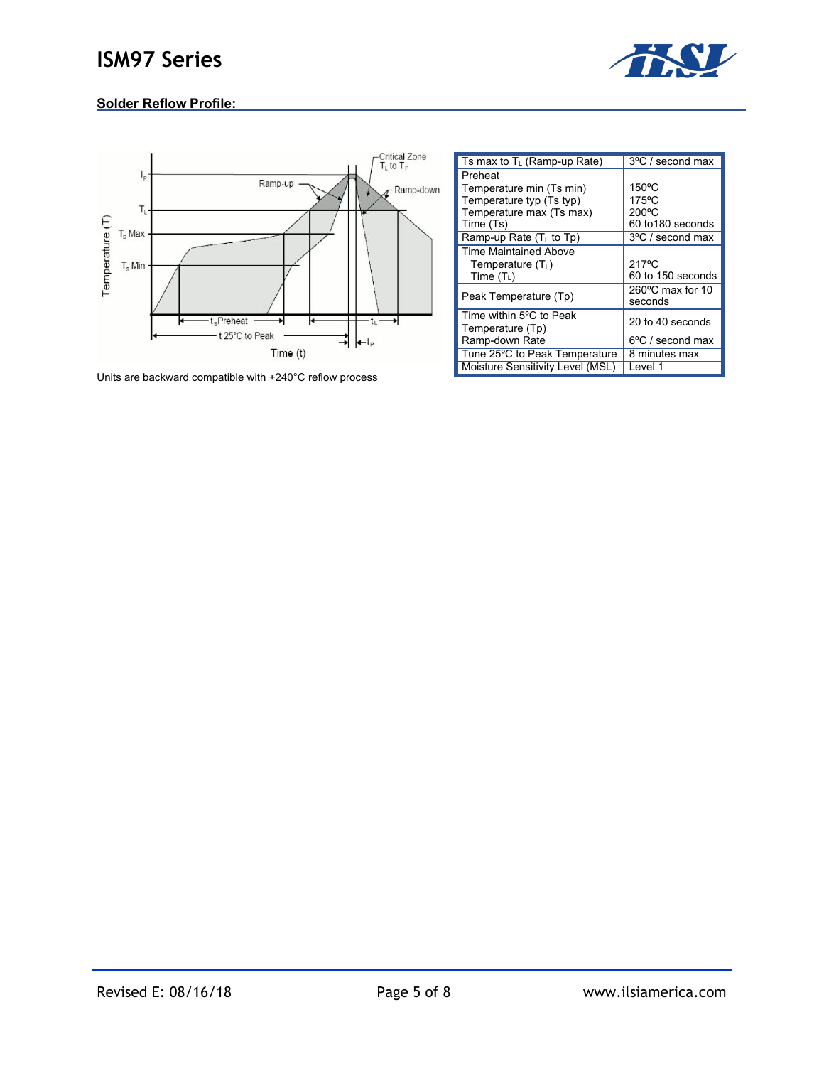## Solder Reflow Profile:

Critical Zone
$T_L$ to $T_P$
$T_P$
Ramp-up
Ramp-down
$T_L$
$T_s$ Max
$T_s$ Min
Temperature (T)
$t_s$ Preheat
$t_L$
t 25°C to Peak
$t_P$
Time (t)

Units are backward compatible with +240°C reflow process

| | |
|---|---|
| Ts max to $T_L$ (Ramp-up Rate) | 3ºC / second max |
| Preheat<br>Temperature min (Ts min)<br>Temperature typ (Ts typ)<br>Temperature max (Ts max)<br>Time (Ts) | <br>150ºC<br>175ºC<br>200ºC<br>60 to180 seconds |
| Ramp-up Rate ($T_L$ to Tp) | 3ºC / second max |
| Time Maintained Above<br>Temperature ($T_L$)<br>Time ($T_L$) | <br>217ºC<br>60 to 150 seconds |
| Peak Temperature (Tp) | 260ºC max for 10 seconds |
| Time within 5ºC to Peak Temperature (Tp) | 20 to 40 seconds |
| Ramp-down Rate | 6ºC / second max |
| Tune 25ºC to Peak Temperature | 8 minutes max |
| Moisture Sensitivity Level (MSL) | Level 1 |